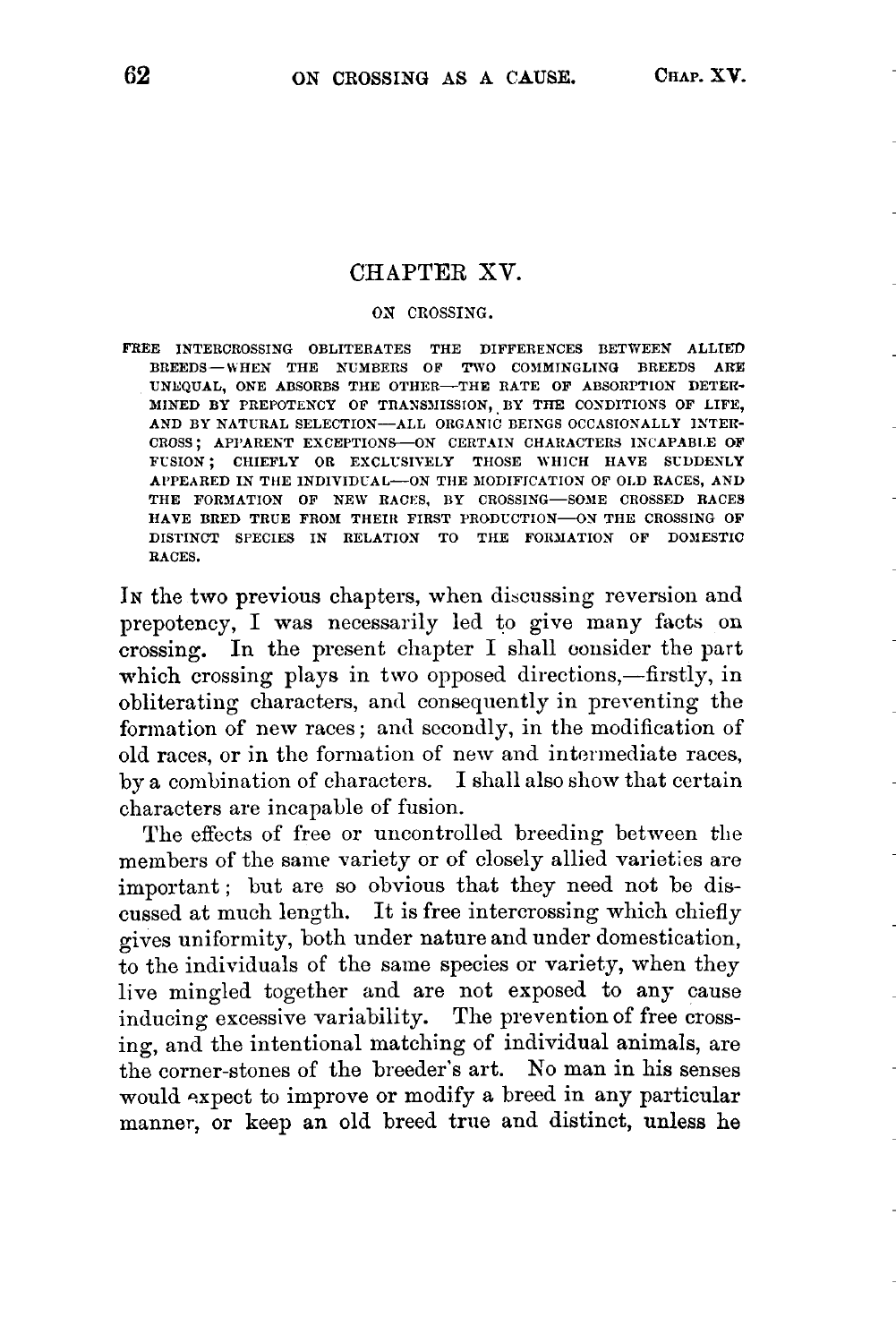# CHAPTER XV.

## ON CROSSING.

FREE INTERCROSSING OBLITERATES THE DIFFERENCES BETWEEN ALLIED BREEDS—WHEN THE NUMBERS OF TWO COMMINGLING BREEDS ARE UNEQUAL, ONE ABSORBS THE OTHER—THE RATE OF ABSORPTION DETERMINED BY PREPOTENCY OF TRANSMISSION, BY THE CONDITIONS OF LIFE, AND BY NATURAL SELECTION—ALL ORGANIC BEINGS OCCASIONALLY INTERCROSS; APPARENT EXCEPTIONS—ON CERTAIN CHARACTERS INCAPABLE OF FUSION; CHIEFLY OR EXCLUSIVELY THOSE WHICH HAVE SUDDENLY APPEARED IN THE INDIVIDUAL—ON THE MODIFICATION OF OLD RACES, AND THE FORMATION OF NEW RACES, BY CROSSING—SOME CROSSED RACES HAVE BRED TRUE FROM THEIR FIRST PRODUCTION—ON THE CROSSING OF DISTINCT SPECIES IN RELATION TO THE FORMATION OF DOMESTIC RACES.

IN the two previous chapters, when discussing reversion and prepotency, I was necessarily led to give many facts on crossing. In the present chapter I shall consider the part which crossing plays in two opposed directions,—firstly, in obliterating characters, and consequently in preventing the formation of new races; and secondly, in the modification of old races, or in the formation of new and intermediate races, by a combination of characters. I shall also show that certain characters are incapable of fusion.

The effects of free or uncontrolled breeding between the members of the same variety or of closely allied varieties are important; but are so obvious that they need not be discussed at much length. It is free intercrossing which chiefly gives uniformity, both under nature and under domestication, to the individuals of the same species or variety, when they live mingled together and are not exposed to any cause inducing excessive variability. The prevention of free crossing, and the intentional matching of individual animals, are the corner-stones of the breeder's art. No man in his senses would expect to improve or modify a breed in any particular manner, or keep an old breed true and distinct, unless he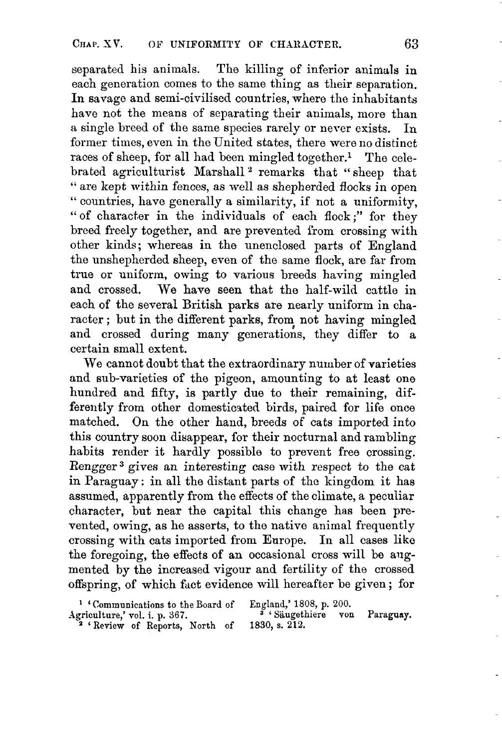separated his animals. The killing of inferior animals in each generation comes to the same thing as their separation. In savage and semi-civilised countries, where the inhabitants have not the means of separating their animals, more than a single breed of the same species rarely or never exists. In former times, even in the United states, there were no distinct races of sheep, for all had been mingled together.[1] The celebrated agriculturist Marshall[2] remarks that "sheep that "are kept within fences, as well as shepherded flocks in open "countries, have generally a similarity, if not a uniformity, "of character in the individuals of each flock;" for they breed freely together, and are prevented from crossing with other kinds; whereas in the unenclosed parts of England the unshepherded sheep, even of the same flock, are far from true or uniform, owing to various breeds having mingled and crossed. We have seen that the half-wild cattle in each of the several British parks are nearly uniform in character; but in the different parks, from not having mingled and crossed during many generations, they differ to a certain small extent.

We cannot doubt that the extraordinary number of varieties and sub-varieties of the pigeon, amounting to at least one hundred and fifty, is partly due to their remaining, differently from other domesticated birds, paired for life once matched. On the other hand, breeds of cats imported into this country soon disappear, for their nocturnal and rambling habits render it hardly possible to prevent free crossing. Rengger[3] gives an interesting case with respect to the cat in Paraguay: in all the distant parts of the kingdom it has assumed, apparently from the effects of the climate, a peculiar character, but near the capital this change has been prevented, owing, as he asserts, to the native animal frequently crossing with cats imported from Europe. In all cases like the foregoing, the effects of an occasional cross will be augmented by the increased vigour and fertility of the crossed offspring, of which fact evidence will hereafter be given; for

[1] 'Communications to the Board of Agriculture,' vol. i. p. 367.

[2] 'Review of Reports, North of England,' 1808, p. 200.

[3] 'Säugethiere von Paraguay. 1830, s. 212.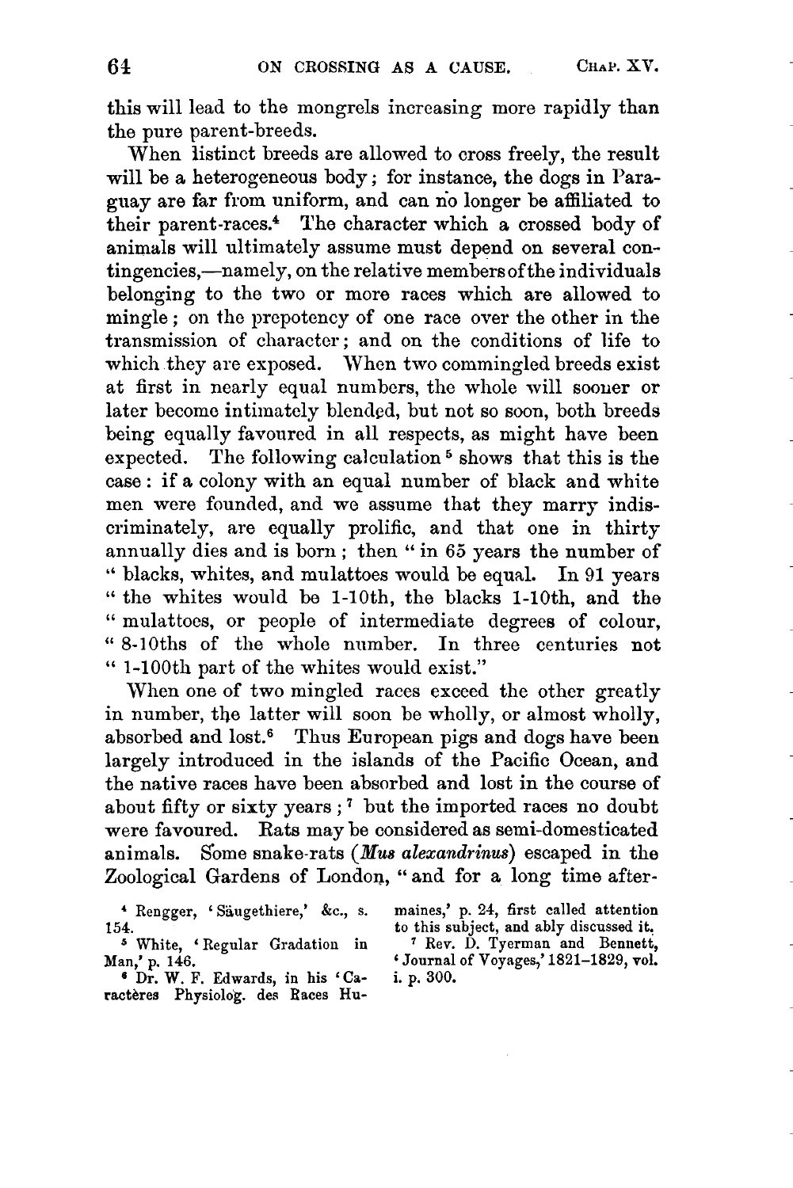this will lead to the mongrels increasing more rapidly than the pure parent-breeds.

When listinct breeds are allowed to cross freely, the result will be a heterogeneous body; for instance, the dogs in Paraguay are far from uniform, and can no longer be affiliated to their parent-races.[4] The character which a crossed body of animals will ultimately assume must depend on several contingencies,—namely, on the relative members of the individuals belonging to the two or more races which are allowed to mingle; on the prepotency of one race over the other in the transmission of character; and on the conditions of life to which they are exposed. When two commingled breeds exist at first in nearly equal numbers, the whole will sooner or later become intimately blended, but not so soon, both breeds being equally favoured in all respects, as might have been expected. The following calculation[5] shows that this is the case: if a colony with an equal number of black and white men were founded, and we assume that they marry indiscriminately, are equally prolific, and that one in thirty annually dies and is born; then "in 65 years the number of "blacks, whites, and mulattoes would be equal. In 91 years "the whites would be 1-10th, the blacks 1-10th, and the "mulattoes, or people of intermediate degrees of colour, "8-10ths of the whole number. In three centuries not "1-100th part of the whites would exist."

When one of two mingled races exceed the other greatly in number, the latter will soon be wholly, or almost wholly, absorbed and lost.[6] Thus European pigs and dogs have been largely introduced in the islands of the Pacific Ocean, and the native races have been absorbed and lost in the course of about fifty or sixty years;[7] but the imported races no doubt were favoured. Rats may be considered as semi-domesticated animals. Some snake-rats (*Mus alexandrinus*) escaped in the Zoological Gardens of London, "and for a long time after-

[4] Rengger, 'Säugethiere,' &c., s. 154.

[5] White, 'Regular Gradation in Man,' p. 146.

[6] Dr. W. F. Edwards, in his 'Caractères Physiolog. des Races Humaines,' p. 24, first called attention to this subject, and ably discussed it.

[7] Rev. D. Tyerman and Bennett, 'Journal of Voyages,' 1821–1829, vol. i. p. 300.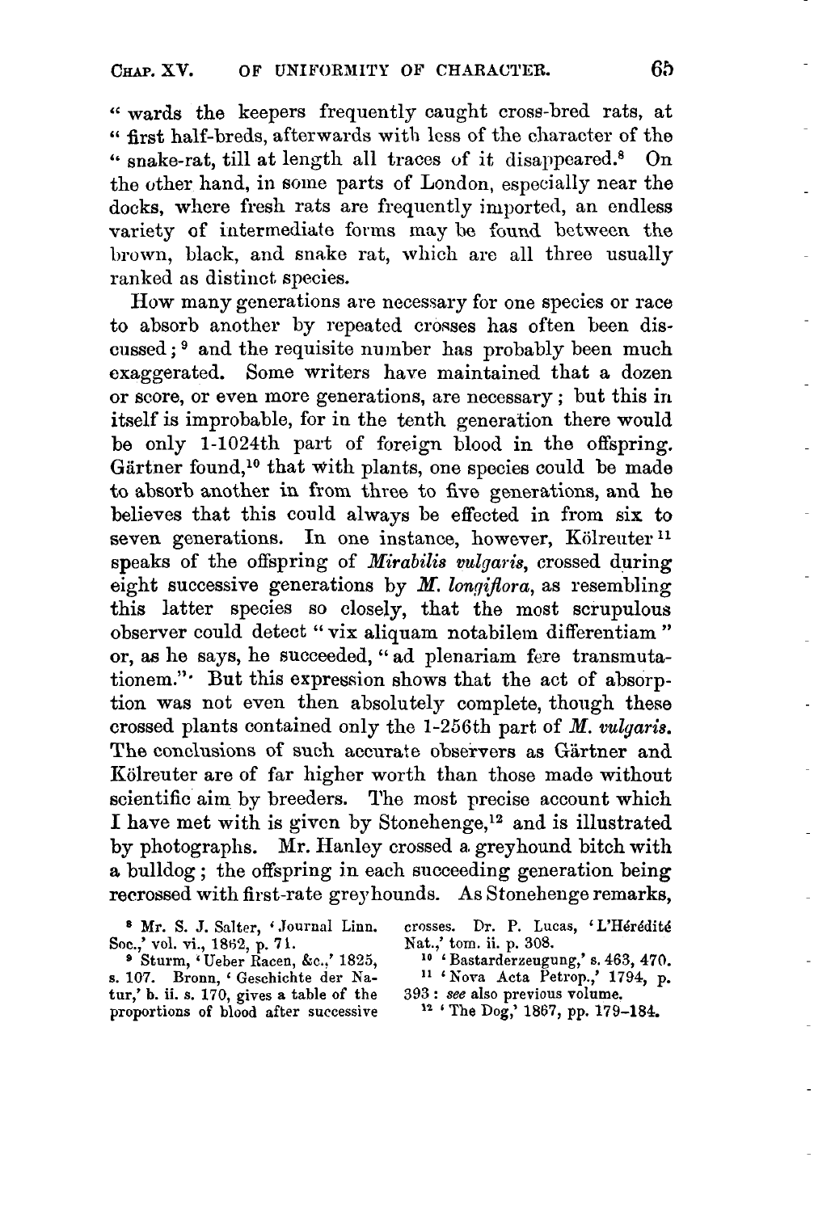" wards the keepers frequently caught cross-bred rats, at " first half-breds, afterwards with less of the character of the " snake-rat, till at length all traces of it disappeared.[8] On the other hand, in some parts of London, especially near the docks, where fresh rats are frequently imported, an endless variety of intermediate forms may be found between the brown, black, and snake rat, which are all three usually ranked as distinct species.

How many generations are necessary for one species or race to absorb another by repeated crosses has often been discussed;[9] and the requisite number has probably been much exaggerated. Some writers have maintained that a dozen or score, or even more generations, are necessary; but this in itself is improbable, for in the tenth generation there would be only 1-1024th part of foreign blood in the offspring. Gärtner found,[10] that with plants, one species could be made to absorb another in from three to five generations, and he believes that this could always be effected in from six to seven generations. In one instance, however, Kölreuter[11] speaks of the offspring of *Mirabilis vulgaris*, crossed during eight successive generations by *M. longiflora*, as resembling this latter species so closely, that the most scrupulous observer could detect "vix aliquam notabilem differentiam" or, as he says, he succeeded, "ad plenariam fere transmutationem." But this expression shows that the act of absorption was not even then absolutely complete, though these crossed plants contained only the 1-256th part of *M. vulgaris*. The conclusions of such accurate observers as Gärtner and Kölreuter are of far higher worth than those made without scientific aim by breeders. The most precise account which I have met with is given by Stonehenge,[12] and is illustrated by photographs. Mr. Hanley crossed a greyhound bitch with a bulldog; the offspring in each succeeding generation being recrossed with first-rate greyhounds. As Stonehenge remarks,

[8] Mr. S. J. Salter, 'Journal Linn. Soc.,' vol. vi., 1862, p. 71.

[9] Sturm, 'Ueber Racen, &c.,' 1825, s. 107. Bronn, 'Geschichte der Natur,' b. ii. s. 170, gives a table of the proportions of blood after successive crosses. Dr. P. Lucas, 'L'Hérédité Nat.,' tom. ii. p. 308.

[10] 'Bastarderzeugung,' s. 463, 470.

[11] 'Nova Acta Petrop.,' 1794, p. 393: *see* also previous volume.

[12] 'The Dog,' 1867, pp. 179–184.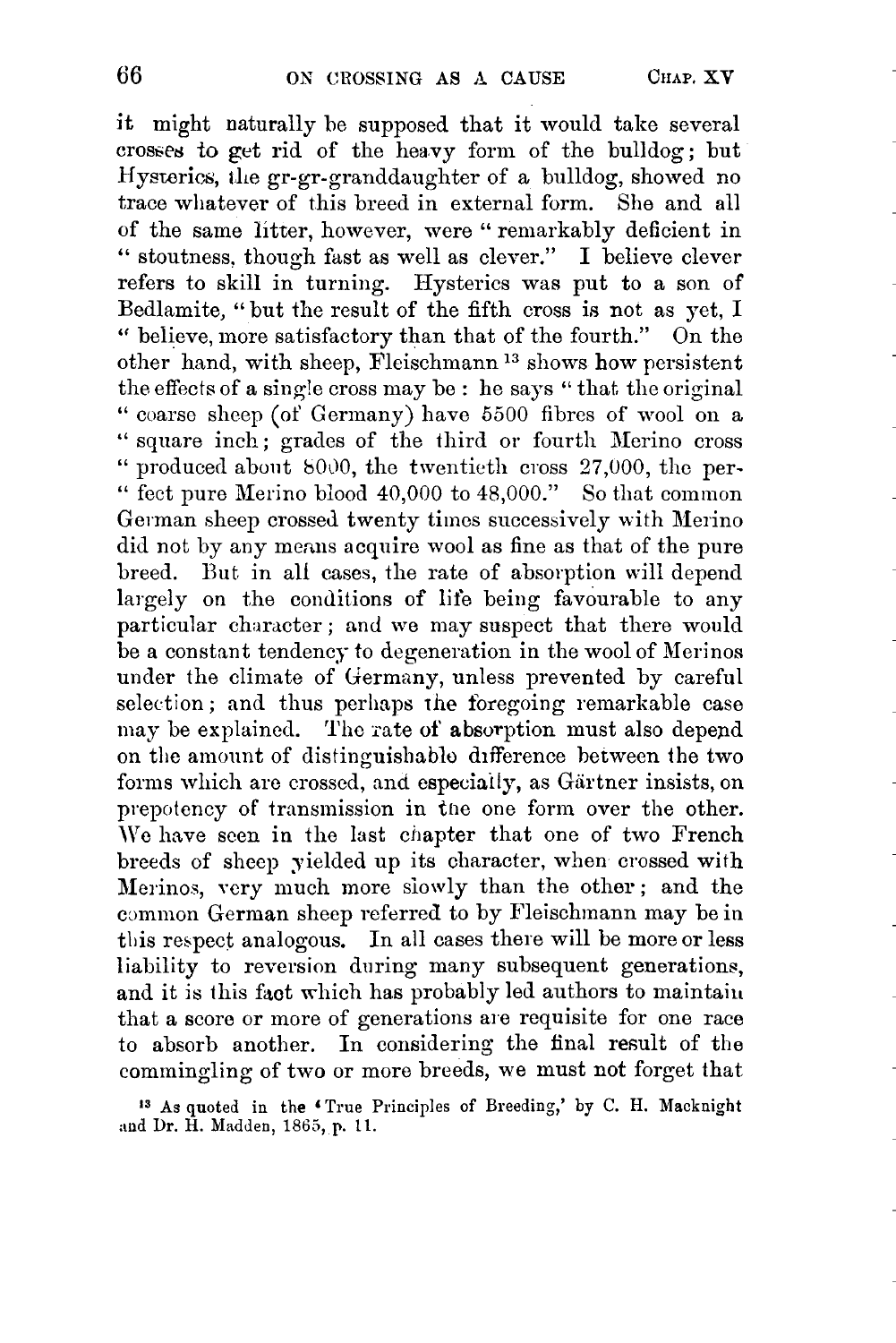it might naturally be supposed that it would take several crosses to get rid of the heavy form of the bulldog; but Hysterics, the gr-gr-granddaughter of a bulldog, showed no trace whatever of this breed in external form. She and all of the same litter, however, were "remarkably deficient in "stoutness, though fast as well as clever." I believe clever refers to skill in turning. Hysterics was put to a son of Bedlamite, "but the result of the fifth cross is not as yet, I "believe, more satisfactory than that of the fourth." On the other hand, with sheep, Fleischmann [13] shows how persistent the effects of a single cross may be: he says "that the original "coarse sheep (of Germany) have 5500 fibres of wool on a "square inch; grades of the third or fourth Merino cross "produced about 8000, the twentieth cross 27,000, the per- "fect pure Merino blood 40,000 to 48,000." So that common German sheep crossed twenty times successively with Merino did not by any means acquire wool as fine as that of the pure breed. But in all cases, the rate of absorption will depend largely on the conditions of life being favourable to any particular character; and we may suspect that there would be a constant tendency to degeneration in the wool of Merinos under the climate of Germany, unless prevented by careful selection; and thus perhaps the foregoing remarkable case may be explained. The rate of absorption must also depend on the amount of distinguishable difference between the two forms which are crossed, and especially, as Gärtner insists, on prepotency of transmission in the one form over the other. We have seen in the last chapter that one of two French breeds of sheep yielded up its character, when crossed with Merinos, very much more slowly than the other; and the common German sheep referred to by Fleischmann may be in this respect analogous. In all cases there will be more or less liability to reversion during many subsequent generations, and it is this fact which has probably led authors to maintain that a score or more of generations are requisite for one race to absorb another. In considering the final result of the commingling of two or more breeds, we must not forget that

[13] As quoted in the 'True Principles of Breeding,' by C. H. Macknight and Dr. H. Madden, 1865, p. 11.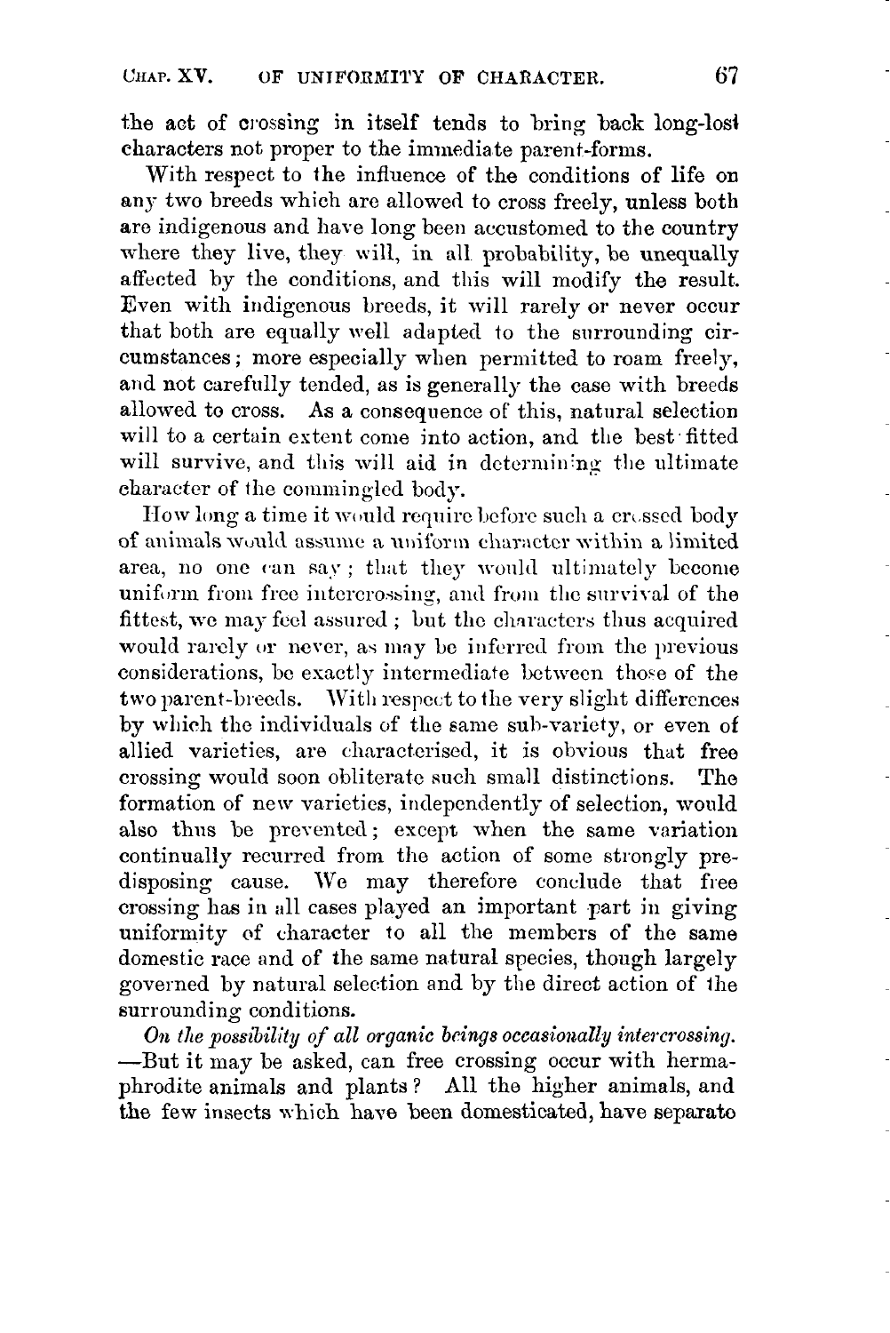the act of crossing in itself tends to bring back long-lost characters not proper to the immediate parent-forms.

With respect to the influence of the conditions of life on any two breeds which are allowed to cross freely, unless both are indigenous and have long been accustomed to the country where they live, they will, in all probability, be unequally affected by the conditions, and this will modify the result. Even with indigenous breeds, it will rarely or never occur that both are equally well adapted to the surrounding circumstances; more especially when permitted to roam freely, and not carefully tended, as is generally the case with breeds allowed to cross. As a consequence of this, natural selection will to a certain extent come into action, and the best fitted will survive, and this will aid in determining the ultimate character of the commingled body.

How long a time it would require before such a crossed body of animals would assume a uniform character within a limited area, no one can say; that they would ultimately become uniform from free intercrossing, and from the survival of the fittest, we may feel assured; but the characters thus acquired would rarely or never, as may be inferred from the previous considerations, be exactly intermediate between those of the two parent-breeds. With respect to the very slight differences by which the individuals of the same sub-variety, or even of allied varieties, are characterised, it is obvious that free crossing would soon obliterate such small distinctions. The formation of new varieties, independently of selection, would also thus be prevented; except when the same variation continually recurred from the action of some strongly predisposing cause. We may therefore conclude that free crossing has in all cases played an important part in giving uniformity of character to all the members of the same domestic race and of the same natural species, though largely governed by natural selection and by the direct action of the surrounding conditions.

*On the possibility of all organic beings occasionally intercrossing.*—But it may be asked, can free crossing occur with hermaphrodite animals and plants? All the higher animals, and the few insects which have been domesticated, have separate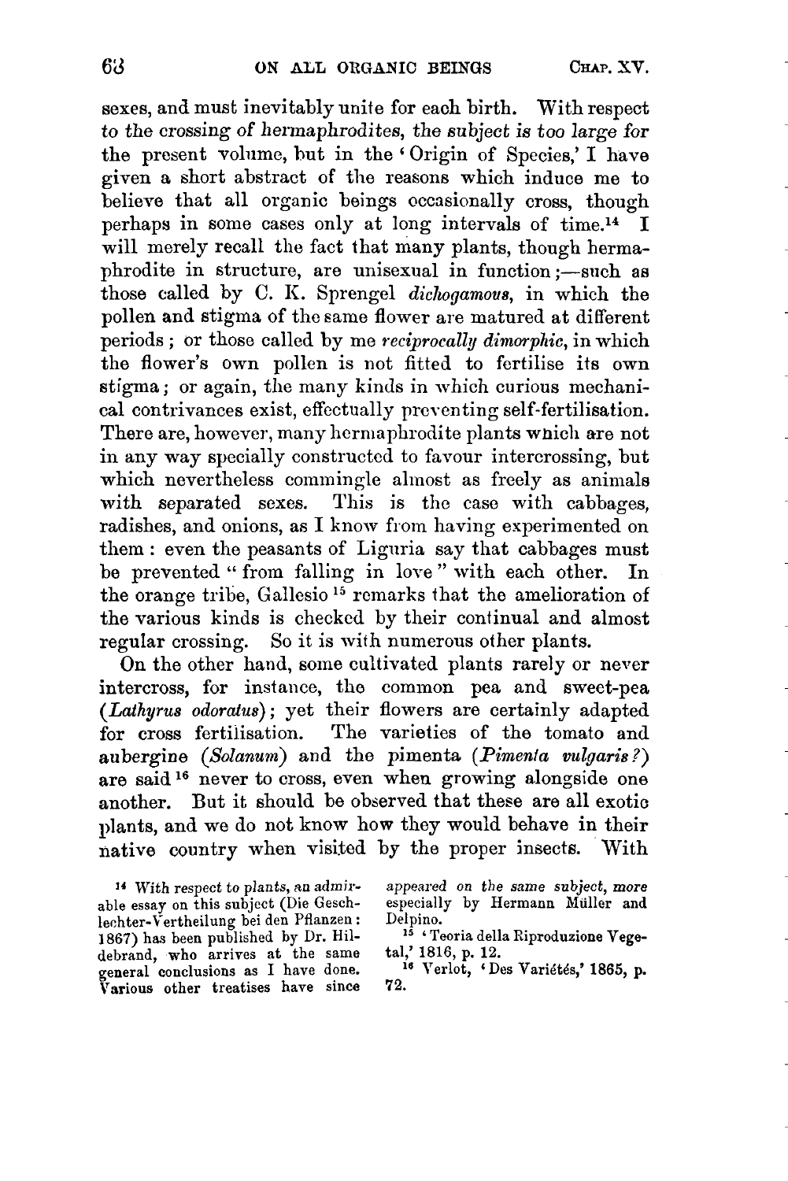sexes, and must inevitably unite for each birth. With respect to the crossing of hermaphrodites, the subject is too large for the present volume, but in the 'Origin of Species,' I have given a short abstract of the reasons which induce me to believe that all organic beings occasionally cross, though perhaps in some cases only at long intervals of time.[14] I will merely recall the fact that many plants, though hermaphrodite in structure, are unisexual in function;—such as those called by C. K. Sprengel *dichogamous*, in which the pollen and stigma of the same flower are matured at different periods; or those called by me *reciprocally dimorphic*, in which the flower's own pollen is not fitted to fertilise its own stigma; or again, the many kinds in which curious mechanical contrivances exist, effectually preventing self-fertilisation. There are, however, many hermaphrodite plants which are not in any way specially constructed to favour intercrossing, but which nevertheless commingle almost as freely as animals with separated sexes. This is the case with cabbages, radishes, and onions, as I know from having experimented on them: even the peasants of Liguria say that cabbages must be prevented "from falling in love" with each other. In the orange tribe, Gallesio[15] remarks that the amelioration of the various kinds is checked by their continual and almost regular crossing. So it is with numerous other plants.

On the other hand, some cultivated plants rarely or never intercross, for instance, the common pea and sweet-pea (*Lathyrus odoratus*); yet their flowers are certainly adapted for cross fertilisation. The varieties of the tomato and aubergine (*Solanum*) and the pimenta (*Pimenta vulgaris?*) are said[16] never to cross, even when growing alongside one another. But it should be observed that these are all exotic plants, and we do not know how they would behave in their native country when visited by the proper insects. With

[14] With respect to plants, an admirable essay on this subject (Die Geschlechter-Vertheilung bei den Pflanzen: 1867) has been published by Dr. Hildebrand, who arrives at the same general conclusions as I have done. Various other treatises have since appeared on the same subject, more especially by Hermann Müller and Delpino.

[15] 'Teoria della Riproduzione Vegetal,' 1816, p. 12.

[16] Verlot, 'Des Variétés,' 1865, p. 72.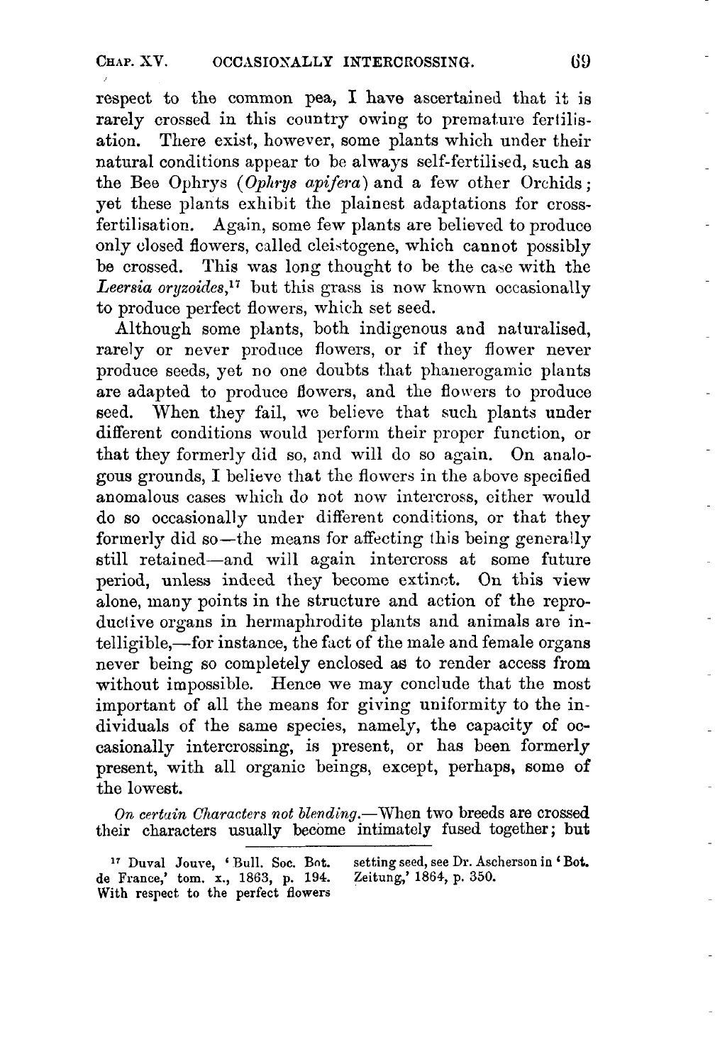respect to the common pea, I have ascertained that it is rarely crossed in this country owing to premature fertilisation. There exist, however, some plants which under their natural conditions appear to be always self-fertilised, such as the Bee Ophrys (*Ophrys apifera*) and a few other Orchids; yet these plants exhibit the plainest adaptations for cross-fertilisation. Again, some few plants are believed to produce only closed flowers, called cleistogene, which cannot possibly be crossed. This was long thought to be the case with the *Leersia oryzoides*,[17] but this grass is now known occasionally to produce perfect flowers, which set seed.

Although some plants, both indigenous and naturalised, rarely or never produce flowers, or if they flower never produce seeds, yet no one doubts that phanerogamic plants are adapted to produce flowers, and the flowers to produce seed. When they fail, we believe that such plants under different conditions would perform their proper function, or that they formerly did so, and will do so again. On analogous grounds, I believe that the flowers in the above specified anomalous cases which do not now intercross, either would do so occasionally under different conditions, or that they formerly did so—the means for affecting this being generally still retained—and will again intercross at some future period, unless indeed they become extinct. On this view alone, many points in the structure and action of the reproductive organs in hermaphrodite plants and animals are intelligible,—for instance, the fact of the male and female organs never being so completely enclosed as to render access from without impossible. Hence we may conclude that the most important of all the means for giving uniformity to the individuals of the same species, namely, the capacity of occasionally intercrossing, is present, or has been formerly present, with all organic beings, except, perhaps, some of the lowest.

*On certain Characters not blending.*—When two breeds are crossed their characters usually become intimately fused together; but

[17] Duval Jouve, 'Bull. Soc. Bot. de France,' tom. x., 1863, p. 194. With respect to the perfect flowers setting seed, see Dr. Ascherson in 'Bot. Zeitung,' 1864, p. 350.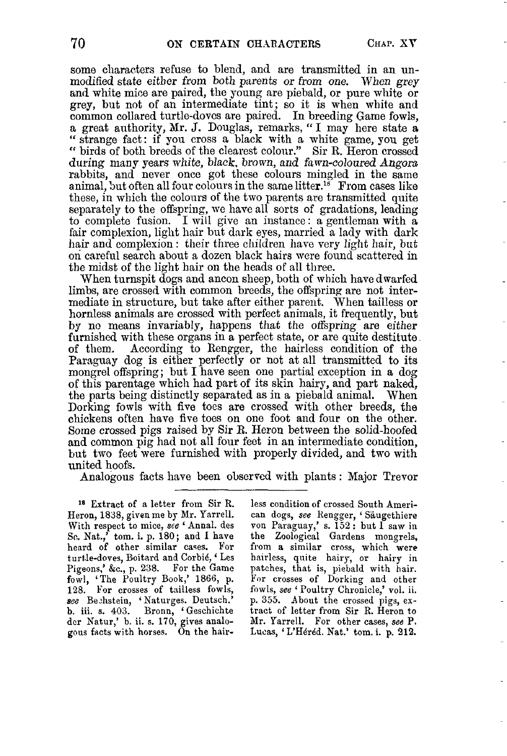some characters refuse to blend, and are transmitted in an unmodified state either from both parents or from one. When grey and white mice are paired, the young are piebald, or pure white or grey, but not of an intermediate tint; so it is when white and common collared turtle-doves are paired. In breeding Game fowls, a great authority, Mr. J. Douglas, remarks, "I may here state a "strange fact: if you cross a black with a white game, you get "birds of both breeds of the clearest colour." Sir R. Heron crossed during many years white, black, brown, and fawn-coloured Angora rabbits, and never once got these colours mingled in the same animal, but often all four colours in the same litter.[18] From cases like these, in which the colours of the two parents are transmitted quite separately to the offspring, we have all sorts of gradations, leading to complete fusion. I will give an instance: a gentleman with a fair complexion, light hair but dark eyes, married a lady with dark hair and complexion: their three children have very light hair, but on careful search about a dozen black hairs were found scattered in the midst of the light hair on the heads of all three.

When turnspit dogs and ancon sheep, both of which have dwarfed limbs, are crossed with common breeds, the offspring are not intermediate in structure, but take after either parent. When tailless or hornless animals are crossed with perfect animals, it frequently, but by no means invariably, happens that the offspring are either furnished with these organs in a perfect state, or are quite destitute of them. According to Rengger, the hairless condition of the Paraguay dog is either perfectly or not at all transmitted to its mongrel offspring; but I have seen one partial exception in a dog of this parentage which had part of its skin hairy, and part naked, the parts being distinctly separated as in a piebald animal. When Dorking fowls with five toes are crossed with other breeds, the chickens often have five toes on one foot and four on the other. Some crossed pigs raised by Sir R. Heron between the solid-hoofed and common pig had not all four feet in an intermediate condition, but two feet were furnished with properly divided, and two with united hoofs.

Analogous facts have been observed with plants: Major Trevor

---

[18] Extract of a letter from Sir R. Heron, 1838, given me by Mr. Yarrell. With respect to mice, *see* 'Annal. des Sc. Nat.,' tom. i. p. 180; and I have heard of other similar cases. For turtle-doves, Boitard and Corbié, 'Les Pigeons,' &c., p. 238. For the Game fowl, 'The Poultry Book,' 1866, p. 128. For crosses of tailless fowls, *see* Bechstein, 'Naturges. Deutsch.' b. iii. s. 403. Bronn, 'Geschichte der Natur,' b. ii. s. 170, gives analogous facts with horses. On the hairless condition of crossed South American dogs, *see* Rengger, 'Säugethiere von Paraguay,' s. 152: but I saw in the Zoological Gardens mongrels, from a similar cross, which were hairless, quite hairy, or hairy in patches, that is, piebald with hair. For crosses of Dorking and other fowls, *see* 'Poultry Chronicle,' vol. ii. p. 355. About the crossed pigs, extract of letter from Sir R. Heron to Mr. Yarrell. For other cases, *see* P. Lucas, 'L'Héréd. Nat.' tom. i. p. 212.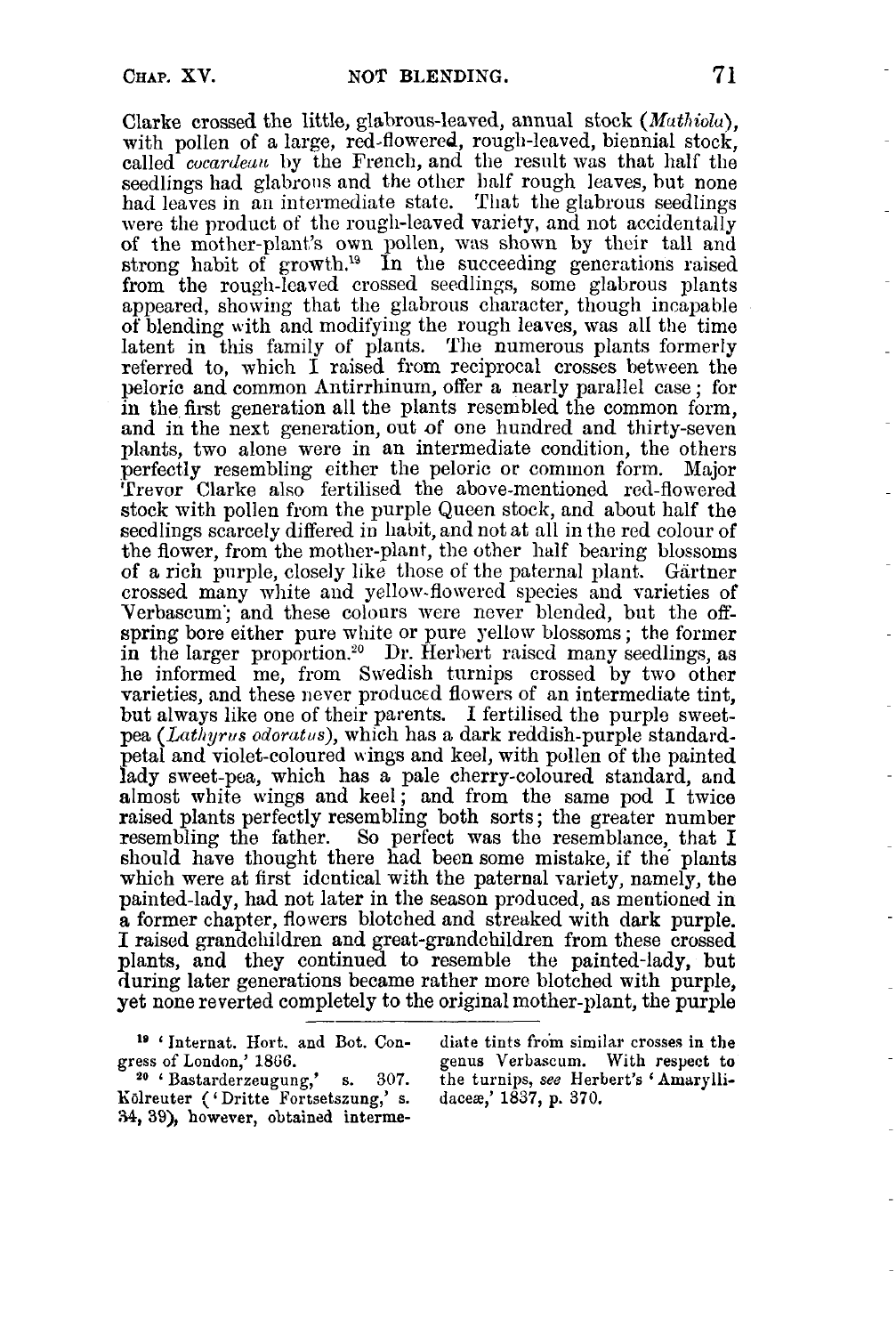Clarke crossed the little, glabrous-leaved, annual stock (*Mathiola*), with pollen of a large, red-flowered, rough-leaved, biennial stock, called *cocardeau* by the French, and the result was that half the seedlings had glabrous and the other half rough leaves, but none had leaves in an intermediate state. That the glabrous seedlings were the product of the rough-leaved variety, and not accidentally of the mother-plant's own pollen, was shown by their tall and strong habit of growth.[19] In the succeeding generations raised from the rough-leaved crossed seedlings, some glabrous plants appeared, showing that the glabrous character, though incapable of blending with and modifying the rough leaves, was all the time latent in this family of plants. The numerous plants formerly referred to, which I raised from reciprocal crosses between the peloric and common Antirrhinum, offer a nearly parallel case; for in the first generation all the plants resembled the common form, and in the next generation, out of one hundred and thirty-seven plants, two alone were in an intermediate condition, the others perfectly resembling either the peloric or common form. Major Trevor Clarke also fertilised the above-mentioned red-flowered stock with pollen from the purple Queen stock, and about half the seedlings scarcely differed in habit, and not at all in the red colour of the flower, from the mother-plant, the other half bearing blossoms of a rich purple, closely like those of the paternal plant. Gärtner crossed many white and yellow-flowered species and varieties of Verbascum; and these colours were never blended, but the offspring bore either pure white or pure yellow blossoms; the former in the larger proportion.[20] Dr. Herbert raised many seedlings, as he informed me, from Swedish turnips crossed by two other varieties, and these never produced flowers of an intermediate tint, but always like one of their parents. I fertilised the purple sweet-pea (*Lathyrus odoratus*), which has a dark reddish-purple standard-petal and violet-coloured wings and keel, with pollen of the painted lady sweet-pea, which has a pale cherry-coloured standard, and almost white wings and keel; and from the same pod I twice raised plants perfectly resembling both sorts; the greater number resembling the father. So perfect was the resemblance, that I should have thought there had been some mistake, if the plants which were at first identical with the paternal variety, namely, the painted-lady, had not later in the season produced, as mentioned in a former chapter, flowers blotched and streaked with dark purple. I raised grandchildren and great-grandchildren from these crossed plants, and they continued to resemble the painted-lady, but during later generations became rather more blotched with purple, yet none reverted completely to the original mother-plant, the purple

[19] 'Internat. Hort. and Bot. Congress of London,' 1866.

[20] 'Bastarderzeugung,' s. 307. Kölreuter ('Dritte Fortsetszung,' s. 34, 39), however, obtained intermediate tints from similar crosses in the genus Verbascum. With respect to the turnips, *see* Herbert's 'Amaryllidaceæ,' 1837, p. 370.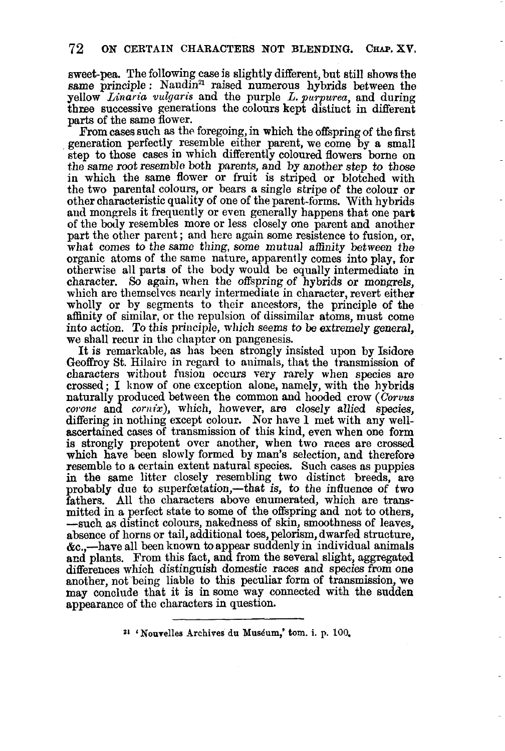sweet-pea. The following case is slightly different, but still shows the same principle: Naudin[21] raised numerous hybrids between the yellow *Linaria vulgaris* and the purple *L. purpurea*, and during three successive generations the colours kept distinct in different parts of the same flower.

From cases such as the foregoing, in which the offspring of the first generation perfectly resemble either parent, we come by a small step to those cases in which differently coloured flowers borne on the same root resemble both parents, and by another step to those in which the same flower or fruit is striped or blotched with the two parental colours, or bears a single stripe of the colour or other characteristic quality of one of the parent-forms. With hybrids and mongrels it frequently or even generally happens that one part of the body resembles more or less closely one parent and another part the other parent; and here again some resistence to fusion, or, what comes to the same thing, some mutual affinity between the organic atoms of the same nature, apparently comes into play, for otherwise all parts of the body would be equally intermediate in character. So again, when the offspring of hybrids or mongrels, which are themselves nearly intermediate in character, revert either wholly or by segments to their ancestors, the principle of the affinity of similar, or the repulsion of dissimilar atoms, must come into action. To this principle, which seems to be extremely general, we shall recur in the chapter on pangenesis.

It is remarkable, as has been strongly insisted upon by Isidore Geoffroy St. Hilaire in regard to animals, that the transmission of characters without fusion occurs very rarely when species are crossed; I know of one exception alone, namely, with the hybrids naturally produced between the common and hooded crow (*Corvus corone* and *cornix*), which, however, are closely allied species, differing in nothing except colour. Nor have I met with any well-ascertained cases of transmission of this kind, even when one form is strongly prepotent over another, when two races are crossed which have been slowly formed by man's selection, and therefore resemble to a certain extent natural species. Such cases as puppies in the same litter closely resembling two distinct breeds, are probably due to superfœtation,—that is, to the influence of two fathers. All the characters above enumerated, which are transmitted in a perfect state to some of the offspring and not to others,—such as distinct colours, nakedness of skin, smoothness of leaves, absence of horns or tail, additional toes, pelorism, dwarfed structure, &c.,—have all been known to appear suddenly in individual animals and plants. From this fact, and from the several slight, aggregated differences which distinguish domestic races and species from one another, not being liable to this peculiar form of transmission, we may conclude that it is in some way connected with the sudden appearance of the characters in question.

---

[21] 'Nouvelles Archives du Muséum,' tom. i. p. 100.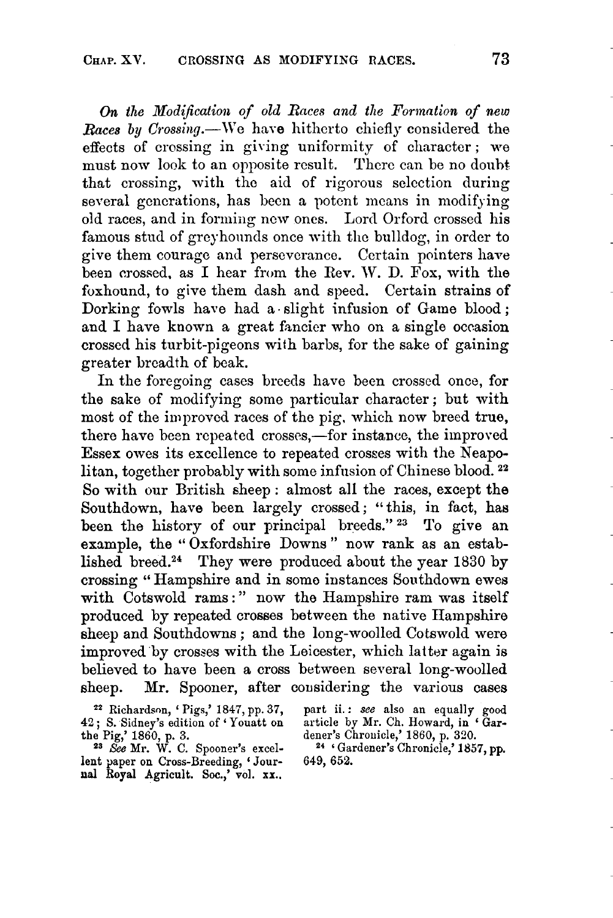*On the Modification of old Races and the Formation of new Races by Crossing.*—We have hitherto chiefly considered the effects of crossing in giving uniformity of character; we must now look to an opposite result. There can be no doubt that crossing, with the aid of rigorous selection during several generations, has been a potent means in modifying old races, and in forming new ones. Lord Orford crossed his famous stud of greyhounds once with the bulldog, in order to give them courage and perseverance. Certain pointers have been crossed, as I hear from the Rev. W. D. Fox, with the foxhound, to give them dash and speed. Certain strains of Dorking fowls have had a slight infusion of Game blood; and I have known a great fancier who on a single occasion crossed his turbit-pigeons with barbs, for the sake of gaining greater breadth of beak.

In the foregoing cases breeds have been crossed once, for the sake of modifying some particular character; but with most of the improved races of the pig, which now breed true, there have been repeated crosses,—for instance, the improved Essex owes its excellence to repeated crosses with the Neapolitan, together probably with some infusion of Chinese blood.[22] So with our British sheep: almost all the races, except the Southdown, have been largely crossed; "this, in fact, has been the history of our principal breeds."[23] To give an example, the "Oxfordshire Downs" now rank as an established breed.[24] They were produced about the year 1830 by crossing "Hampshire and in some instances Southdown ewes with Cotswold rams:" now the Hampshire ram was itself produced by repeated crosses between the native Hampshire sheep and Southdowns; and the long-woolled Cotswold were improved by crosses with the Leicester, which latter again is believed to have been a cross between several long-woolled sheep. Mr. Spooner, after considering the various cases

[22] Richardson, 'Pigs,' 1847, pp. 37, 42; S. Sidney's edition of 'Youatt on the Pig,' 1860, p. 3.

[23] *See* Mr. W. C. Spooner's excellent paper on Cross-Breeding, 'Journal Royal Agricult. Soc.,' vol. xx., part ii.: *see* also an equally good article by Mr. Ch. Howard, in 'Gardener's Chronicle,' 1860, p. 320.

[24] 'Gardener's Chronicle,' 1857, pp. 649, 652.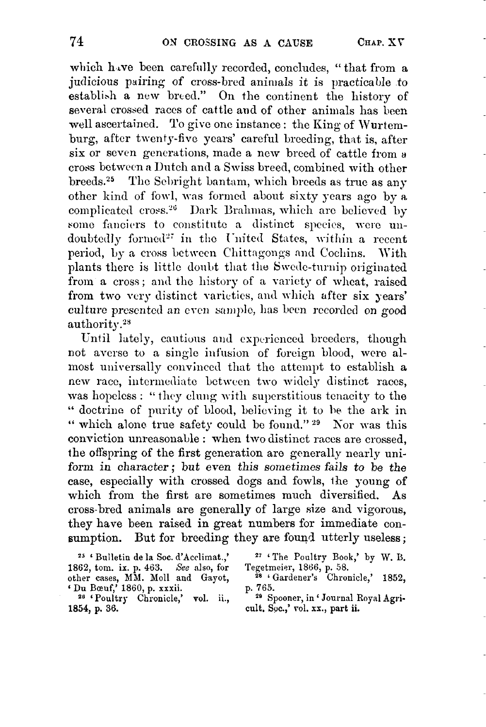which have been carefully recorded, concludes, "that from a judicious pairing of cross-bred animals it is practicable to establish a new breed." On the continent the history of several crossed races of cattle and of other animals has been well ascertained. To give one instance: the King of Wurtemburg, after twenty-five years' careful breeding, that is, after six or seven generations, made a new breed of cattle from a cross between a Dutch and a Swiss breed, combined with other breeds.[25] The Sebright bantam, which breeds as true as any other kind of fowl, was formed about sixty years ago by a complicated cross.[26] Dark Brahmas, which are believed by some fanciers to constitute a distinct species, were undoubtedly formed[27] in the United States, within a recent period, by a cross between Chittagongs and Cochins. With plants there is little doubt that the Swede-turnip originated from a cross; and the history of a variety of wheat, raised from two very distinct varieties, and which after six years' culture presented an even sample, has been recorded on good authority.[28]

Until lately, cautious and experienced breeders, though not averse to a single infusion of foreign blood, were almost universally convinced that the attempt to establish a new race, intermediate between two widely distinct races, was hopeless: "they clung with superstitious tenacity to the "doctrine of purity of blood, believing it to be the ark in "which alone true safety could be found."[29] Nor was this conviction unreasonable: when two distinct races are crossed, the offspring of the first generation are generally nearly uniform in character; but even this sometimes fails to be the case, especially with crossed dogs and fowls, the young of which from the first are sometimes much diversified. As cross-bred animals are generally of large size and vigorous, they have been raised in great numbers for immediate consumption. But for breeding they are found utterly useless;

[25] 'Bulletin de la Soc. d'Acclimat.,' 1862, tom. ix. p. 463. *See* also, for other cases, MM. Moll and Gayot, 'Du Bœuf,' 1860, p. xxxii.

[26] 'Poultry Chronicle,' vol. ii., 1854, p. 36.

[27] 'The Poultry Book,' by W. B. Tegetmeier, 1866, p. 58.

[28] 'Gardener's Chronicle,' 1852, p. 765.

[29] Spooner, in 'Journal Royal Agricult. Soc.,' vol. xx., part ii.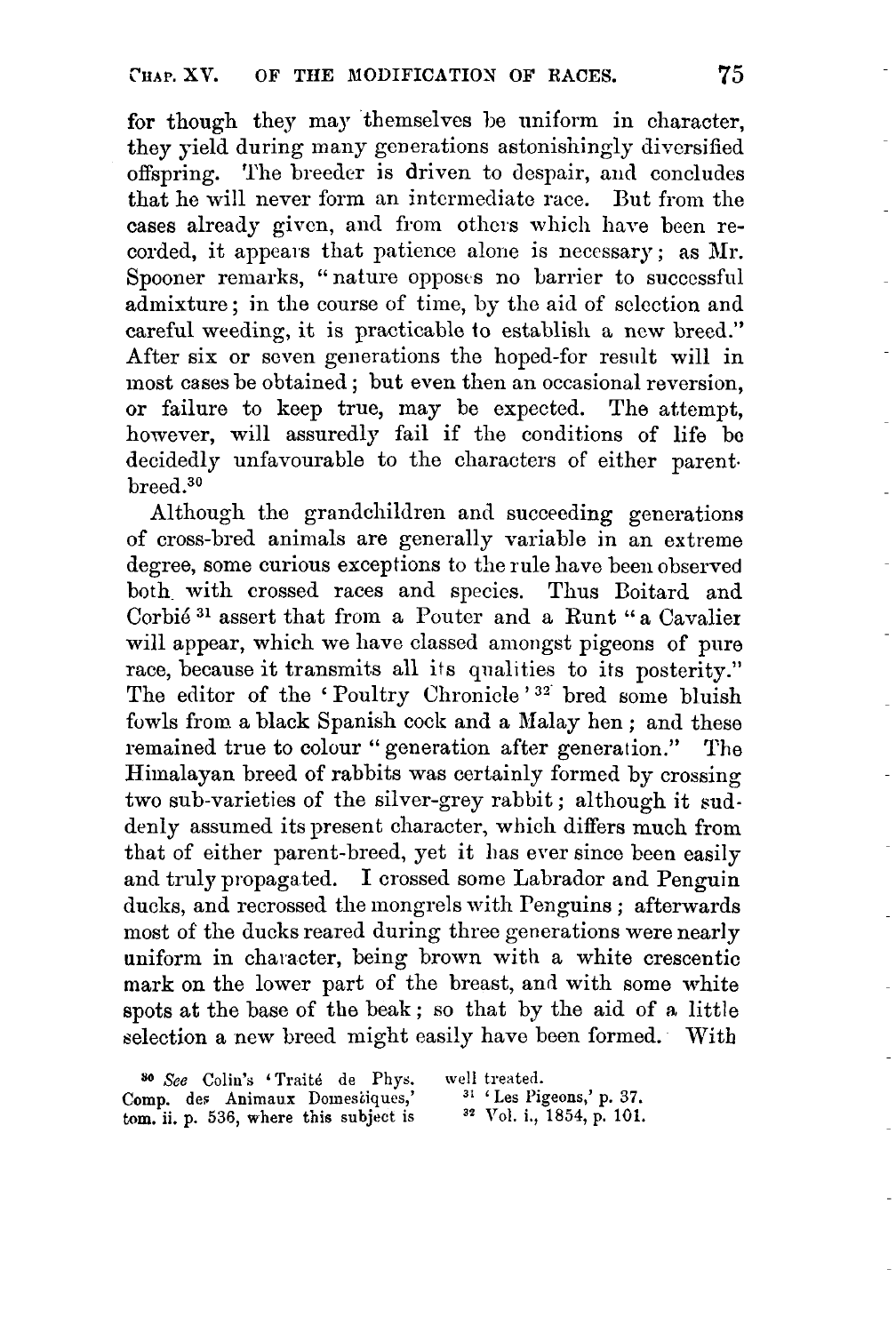for though they may themselves be uniform in character, they yield during many generations astonishingly diversified offspring. The breeder is driven to despair, and concludes that he will never form an intermediate race. But from the cases already given, and from others which have been recorded, it appears that patience alone is necessary; as Mr. Spooner remarks, "nature opposes no barrier to successful admixture; in the course of time, by the aid of selection and careful weeding, it is practicable to establish a new breed." After six or seven generations the hoped-for result will in most cases be obtained; but even then an occasional reversion, or failure to keep true, may be expected. The attempt, however, will assuredly fail if the conditions of life be decidedly unfavourable to the characters of either parent-breed.[30]

Although the grandchildren and succeeding generations of cross-bred animals are generally variable in an extreme degree, some curious exceptions to the rule have been observed both with crossed races and species. Thus Boitard and Corbié[31] assert that from a Pouter and a Runt "a Cavalier will appear, which we have classed amongst pigeons of pure race, because it transmits all its qualities to its posterity." The editor of the 'Poultry Chronicle'[32] bred some bluish fowls from a black Spanish cock and a Malay hen; and these remained true to colour "generation after generation." The Himalayan breed of rabbits was certainly formed by crossing two sub-varieties of the silver-grey rabbit; although it suddenly assumed its present character, which differs much from that of either parent-breed, yet it has ever since been easily and truly propagated. I crossed some Labrador and Penguin ducks, and recrossed the mongrels with Penguins; afterwards most of the ducks reared during three generations were nearly uniform in character, being brown with a white crescentic mark on the lower part of the breast, and with some white spots at the base of the beak; so that by the aid of a little selection a new breed might easily have been formed. With

[30] *See* Colin's 'Traité de Phys. Comp. des Animaux Domestiques,' tom. ii. p. 536, where this subject is well treated.

[31] 'Les Pigeons,' p. 37.

[32] Vol. i., 1854, p. 101.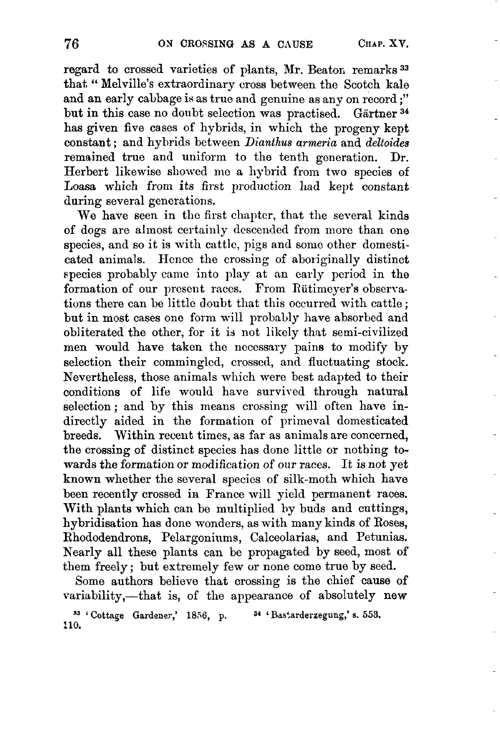regard to crossed varieties of plants, Mr. Beaton remarks [33] that "Melville's extraordinary cross between the Scotch kale and an early cabbage is as true and genuine as any on record;" but in this case no doubt selection was practised. Gärtner [34] has given five cases of hybrids, in which the progeny kept constant; and hybrids between *Dianthus armeria* and *deltoides* remained true and uniform to the tenth generation. Dr. Herbert likewise showed me a hybrid from two species of Loasa which from its first production had kept constant during several generations.

We have seen in the first chapter, that the several kinds of dogs are almost certainly descended from more than one species, and so it is with cattle, pigs and some other domesticated animals. Hence the crossing of aboriginally distinct species probably came into play at an early period in the formation of our present races. From Rütimeyer's observations there can be little doubt that this occurred with cattle; but in most cases one form will probably have absorbed and obliterated the other, for it is not likely that semi-civilized men would have taken the necessary pains to modify by selection their commingled, crossed, and fluctuating stock. Nevertheless, those animals which were best adapted to their conditions of life would have survived through natural selection; and by this means crossing will often have indirectly aided in the formation of primeval domesticated breeds. Within recent times, as far as animals are concerned, the crossing of distinct species has done little or nothing towards the formation or modification of our races. It is not yet known whether the several species of silk-moth which have been recently crossed in France will yield permanent races. With plants which can be multiplied by buds and cuttings, hybridisation has done wonders, as with many kinds of Roses, Rhododendrons, Pelargoniums, Calceolarias, and Petunias. Nearly all these plants can be propagated by seed, most of them freely; but extremely few or none come true by seed.

Some authors believe that crossing is the chief cause of variability,—that is, of the appearance of absolutely new

[33] 'Cottage Gardener,' 1856, p. 110.

[34] 'Bastarderzegung,' s. 553.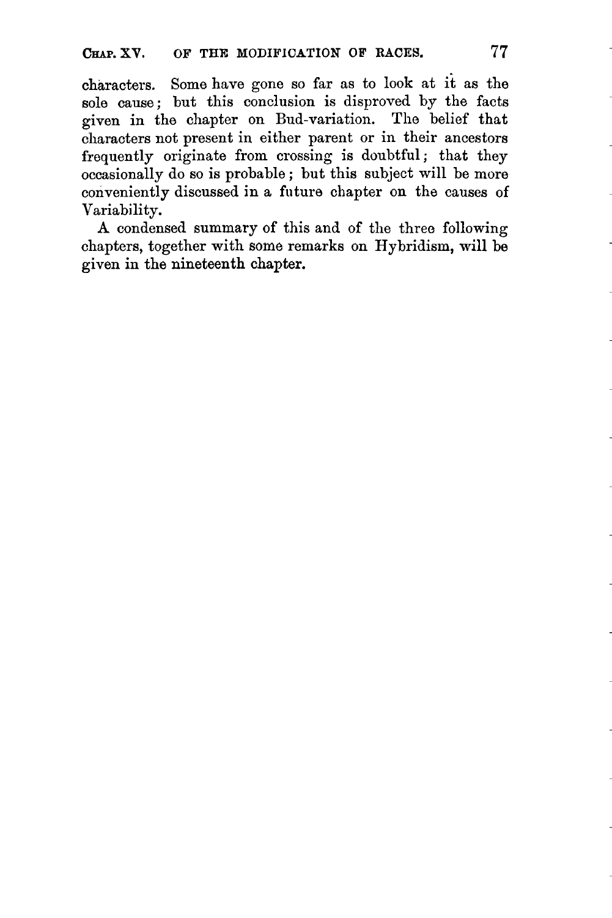characters. Some have gone so far as to look at it as the sole cause; but this conclusion is disproved by the facts given in the chapter on Bud-variation. The belief that characters not present in either parent or in their ancestors frequently originate from crossing is doubtful; that they occasionally do so is probable; but this subject will be more conveniently discussed in a future chapter on the causes of Variability.

A condensed summary of this and of the three following chapters, together with some remarks on Hybridism, will be given in the nineteenth chapter.